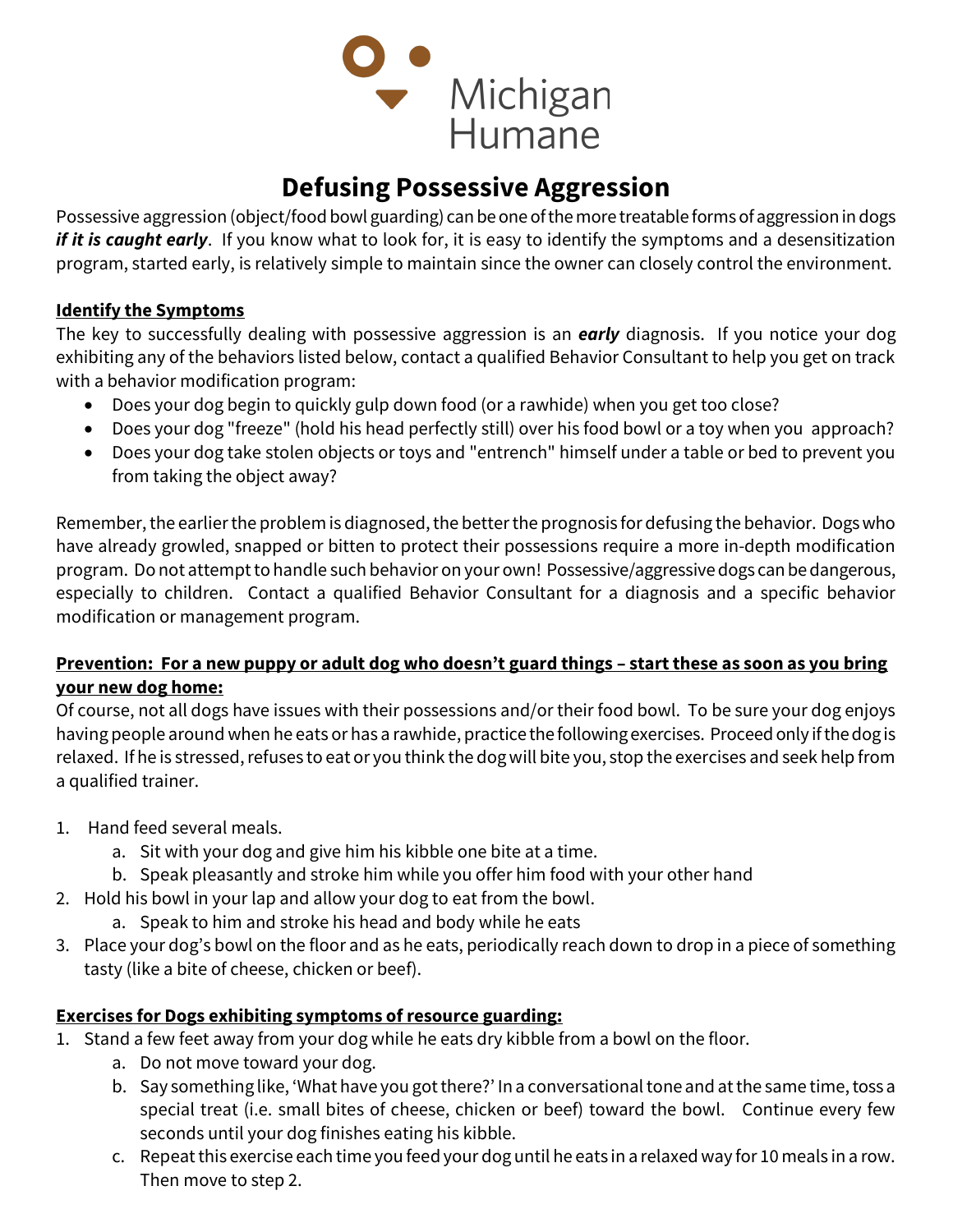Michigan Humane

# Defusing Possessive Aggression

Possessive aggression (object/food bowl guarding) can be one of the more treatable forms of aggression in dogs ***if it is caught early***. If you know what to look for, it is easy to identify the symptoms and a desensitization program, started early, is relatively simple to maintain since the owner can closely control the environment.

## Identify the Symptoms

The key to successfully dealing with possessive aggression is an ***early*** diagnosis. If you notice your dog exhibiting any of the behaviors listed below, contact a qualified Behavior Consultant to help you get on track with a behavior modification program:

- Does your dog begin to quickly gulp down food (or a rawhide) when you get too close?
- Does your dog "freeze" (hold his head perfectly still) over his food bowl or a toy when you approach?
- Does your dog take stolen objects or toys and "entrench" himself under a table or bed to prevent you from taking the object away?

Remember, the earlier the problem is diagnosed, the better the prognosis for defusing the behavior. Dogs who have already growled, snapped or bitten to protect their possessions require a more in-depth modification program. Do not attempt to handle such behavior on your own! Possessive/aggressive dogs can be dangerous, especially to children. Contact a qualified Behavior Consultant for a diagnosis and a specific behavior modification or management program.

## Prevention: For a new puppy or adult dog who doesn't guard things – start these as soon as you bring your new dog home:

Of course, not all dogs have issues with their possessions and/or their food bowl. To be sure your dog enjoys having people around when he eats or has a rawhide, practice the following exercises. Proceed only if the dog is relaxed. If he is stressed, refuses to eat or you think the dog will bite you, stop the exercises and seek help from a qualified trainer.

1. Hand feed several meals.
   a. Sit with your dog and give him his kibble one bite at a time.
   b. Speak pleasantly and stroke him while you offer him food with your other hand
2. Hold his bowl in your lap and allow your dog to eat from the bowl.
   a. Speak to him and stroke his head and body while he eats
3. Place your dog's bowl on the floor and as he eats, periodically reach down to drop in a piece of something tasty (like a bite of cheese, chicken or beef).

## Exercises for Dogs exhibiting symptoms of resource guarding:

1. Stand a few feet away from your dog while he eats dry kibble from a bowl on the floor.
   a. Do not move toward your dog.
   b. Say something like, 'What have you got there?' In a conversational tone and at the same time, toss a special treat (i.e. small bites of cheese, chicken or beef) toward the bowl. Continue every few seconds until your dog finishes eating his kibble.
   c. Repeat this exercise each time you feed your dog until he eats in a relaxed way for 10 meals in a row. Then move to step 2.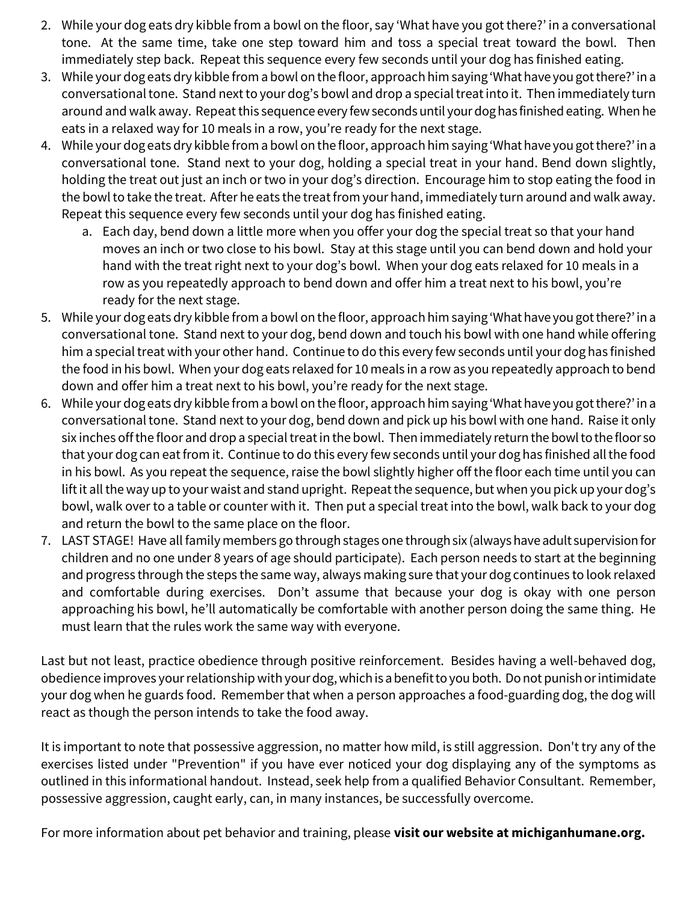2. While your dog eats dry kibble from a bowl on the floor, say 'What have you got there?' in a conversational tone. At the same time, take one step toward him and toss a special treat toward the bowl. Then immediately step back. Repeat this sequence every few seconds until your dog has finished eating.
3. While your dog eats dry kibble from a bowl on the floor, approach him saying 'What have you got there?' in a conversational tone. Stand next to your dog's bowl and drop a special treat into it. Then immediately turn around and walk away. Repeat this sequence every few seconds until your dog has finished eating. When he eats in a relaxed way for 10 meals in a row, you're ready for the next stage.
4. While your dog eats dry kibble from a bowl on the floor, approach him saying 'What have you got there?' in a conversational tone. Stand next to your dog, holding a special treat in your hand. Bend down slightly, holding the treat out just an inch or two in your dog's direction. Encourage him to stop eating the food in the bowl to take the treat. After he eats the treat from your hand, immediately turn around and walk away. Repeat this sequence every few seconds until your dog has finished eating.
    a. Each day, bend down a little more when you offer your dog the special treat so that your hand moves an inch or two close to his bowl. Stay at this stage until you can bend down and hold your hand with the treat right next to your dog's bowl. When your dog eats relaxed for 10 meals in a row as you repeatedly approach to bend down and offer him a treat next to his bowl, you're ready for the next stage.
5. While your dog eats dry kibble from a bowl on the floor, approach him saying 'What have you got there?' in a conversational tone. Stand next to your dog, bend down and touch his bowl with one hand while offering him a special treat with your other hand. Continue to do this every few seconds until your dog has finished the food in his bowl. When your dog eats relaxed for 10 meals in a row as you repeatedly approach to bend down and offer him a treat next to his bowl, you're ready for the next stage.
6. While your dog eats dry kibble from a bowl on the floor, approach him saying 'What have you got there?' in a conversational tone. Stand next to your dog, bend down and pick up his bowl with one hand. Raise it only six inches off the floor and drop a special treat in the bowl. Then immediately return the bowl to the floor so that your dog can eat from it. Continue to do this every few seconds until your dog has finished all the food in his bowl. As you repeat the sequence, raise the bowl slightly higher off the floor each time until you can lift it all the way up to your waist and stand upright. Repeat the sequence, but when you pick up your dog's bowl, walk over to a table or counter with it. Then put a special treat into the bowl, walk back to your dog and return the bowl to the same place on the floor.
7. LAST STAGE! Have all family members go through stages one through six (always have adult supervision for children and no one under 8 years of age should participate). Each person needs to start at the beginning and progress through the steps the same way, always making sure that your dog continues to look relaxed and comfortable during exercises. Don't assume that because your dog is okay with one person approaching his bowl, he'll automatically be comfortable with another person doing the same thing. He must learn that the rules work the same way with everyone.

Last but not least, practice obedience through positive reinforcement. Besides having a well-behaved dog, obedience improves your relationship with your dog, which is a benefit to you both. Do not punish or intimidate your dog when he guards food. Remember that when a person approaches a food-guarding dog, the dog will react as though the person intends to take the food away.

It is important to note that possessive aggression, no matter how mild, is still aggression. Don't try any of the exercises listed under "Prevention" if you have ever noticed your dog displaying any of the symptoms as outlined in this informational handout. Instead, seek help from a qualified Behavior Consultant. Remember, possessive aggression, caught early, can, in many instances, be successfully overcome.

For more information about pet behavior and training, please **visit our website at michiganhumane.org.**